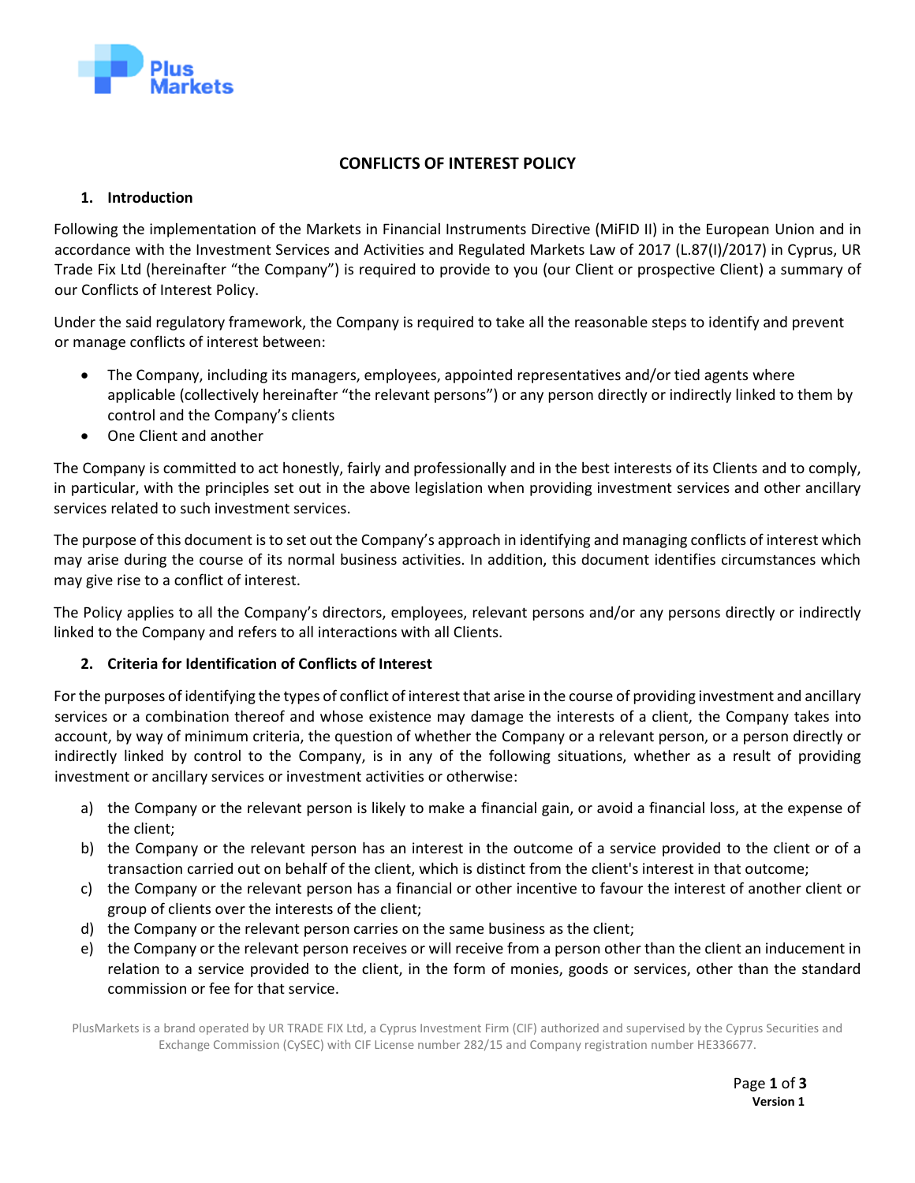# CONFLICTS OF INTEREST POLICY

## 1. Introduction

Following the implementation of the Markets in Financial Instruments Directive (MiFID II) in the European Union and in accordance with the Investment Services and Activities and Regulated Markets Law of 2017 (L.87(I)/2017) in Cyprus, UR Trade Fix Ltd (hereinafter "the Company") is required to provide to you (our Client or prospective Client) a summary of our Conflicts of Interest Policy.

Under the said regulatory framework, the Company is required to take all the reasonable steps to identify and prevent or manage conflicts of interest between:

- The Company, including its managers, employees, appointed representatives and/or tied agents where applicable (collectively hereinafter "the relevant persons") or any person directly or indirectly linked to them by control and the Company's clients
- One Client and another

The Company is committed to act honestly, fairly and professionally and in the best interests of its Clients and to comply, in particular, with the principles set out in the above legislation when providing investment services and other ancillary services related to such investment services.

The purpose of this document is to set out the Company's approach in identifying and managing conflicts of interest which may arise during the course of its normal business activities. In addition, this document identifies circumstances which may give rise to a conflict of interest.

The Policy applies to all the Company's directors, employees, relevant persons and/or any persons directly or indirectly linked to the Company and refers to all interactions with all Clients.

## 2. Criteria for Identification of Conflicts of Interest

For the purposes of identifying the types of conflict of interest that arise in the course of providing investment and ancillary services or a combination thereof and whose existence may damage the interests of a client, the Company takes into account, by way of minimum criteria, the question of whether the Company or a relevant person, or a person directly or indirectly linked by control to the Company, is in any of the following situations, whether as a result of providing investment or ancillary services or investment activities or otherwise:

a) the Company or the relevant person is likely to make a financial gain, or avoid a financial loss, at the expense of the client;
b) the Company or the relevant person has an interest in the outcome of a service provided to the client or of a transaction carried out on behalf of the client, which is distinct from the client's interest in that outcome;
c) the Company or the relevant person has a financial or other incentive to favour the interest of another client or group of clients over the interests of the client;
d) the Company or the relevant person carries on the same business as the client;
e) the Company or the relevant person receives or will receive from a person other than the client an inducement in relation to a service provided to the client, in the form of monies, goods or services, other than the standard commission or fee for that service.

PlusMarkets is a brand operated by UR TRADE FIX Ltd, a Cyprus Investment Firm (CIF) authorized and supervised by the Cyprus Securities and Exchange Commission (CySEC) with CIF License number 282/15 and Company registration number HE336677.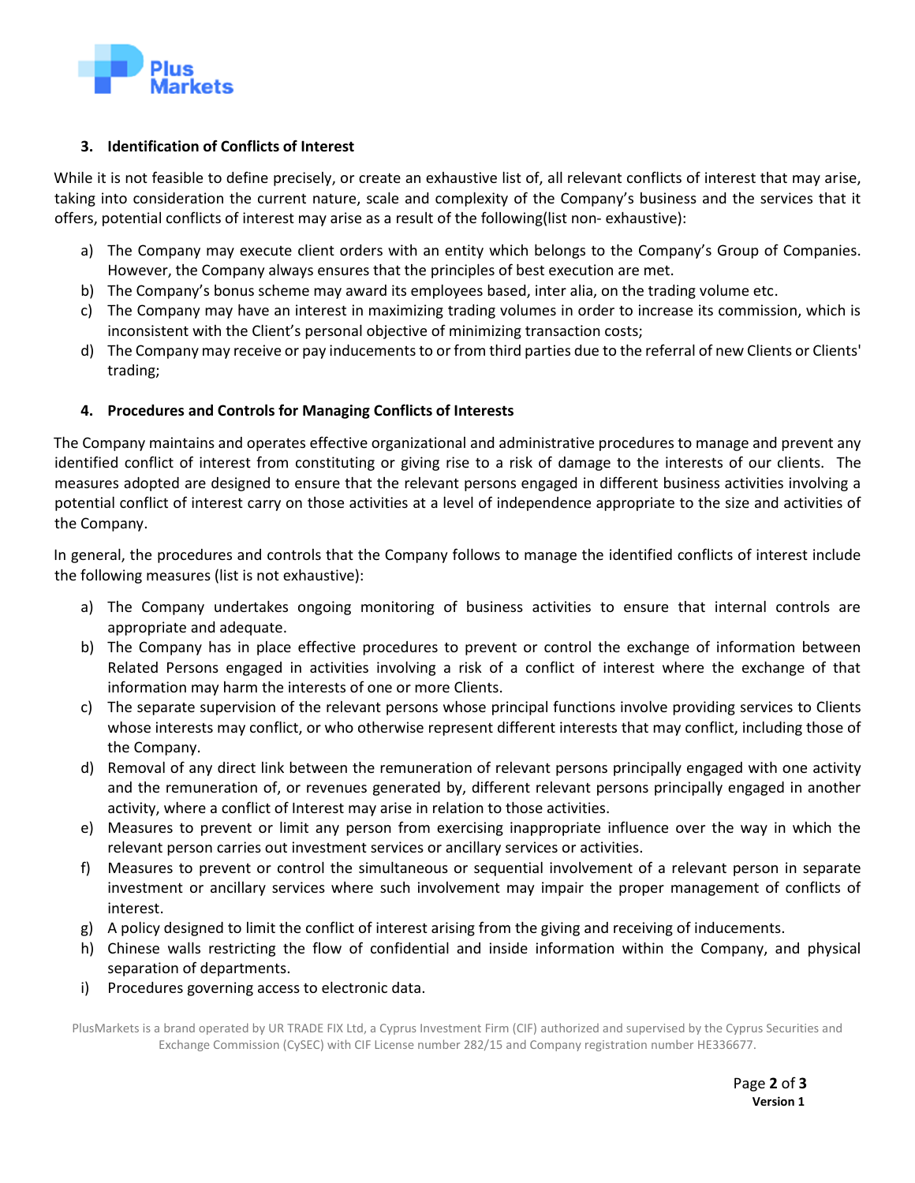### 3. Identification of Conflicts of Interest

While it is not feasible to define precisely, or create an exhaustive list of, all relevant conflicts of interest that may arise, taking into consideration the current nature, scale and complexity of the Company's business and the services that it offers, potential conflicts of interest may arise as a result of the following(list non- exhaustive):

a) The Company may execute client orders with an entity which belongs to the Company's Group of Companies. However, the Company always ensures that the principles of best execution are met.
b) The Company's bonus scheme may award its employees based, inter alia, on the trading volume etc.
c) The Company may have an interest in maximizing trading volumes in order to increase its commission, which is inconsistent with the Client's personal objective of minimizing transaction costs;
d) The Company may receive or pay inducements to or from third parties due to the referral of new Clients or Clients' trading;

### 4. Procedures and Controls for Managing Conflicts of Interests

The Company maintains and operates effective organizational and administrative procedures to manage and prevent any identified conflict of interest from constituting or giving rise to a risk of damage to the interests of our clients. The measures adopted are designed to ensure that the relevant persons engaged in different business activities involving a potential conflict of interest carry on those activities at a level of independence appropriate to the size and activities of the Company.

In general, the procedures and controls that the Company follows to manage the identified conflicts of interest include the following measures (list is not exhaustive):

a) The Company undertakes ongoing monitoring of business activities to ensure that internal controls are appropriate and adequate.
b) The Company has in place effective procedures to prevent or control the exchange of information between Related Persons engaged in activities involving a risk of a conflict of interest where the exchange of that information may harm the interests of one or more Clients.
c) The separate supervision of the relevant persons whose principal functions involve providing services to Clients whose interests may conflict, or who otherwise represent different interests that may conflict, including those of the Company.
d) Removal of any direct link between the remuneration of relevant persons principally engaged with one activity and the remuneration of, or revenues generated by, different relevant persons principally engaged in another activity, where a conflict of Interest may arise in relation to those activities.
e) Measures to prevent or limit any person from exercising inappropriate influence over the way in which the relevant person carries out investment services or ancillary services or activities.
f) Measures to prevent or control the simultaneous or sequential involvement of a relevant person in separate investment or ancillary services where such involvement may impair the proper management of conflicts of interest.
g) A policy designed to limit the conflict of interest arising from the giving and receiving of inducements.
h) Chinese walls restricting the flow of confidential and inside information within the Company, and physical separation of departments.
i) Procedures governing access to electronic data.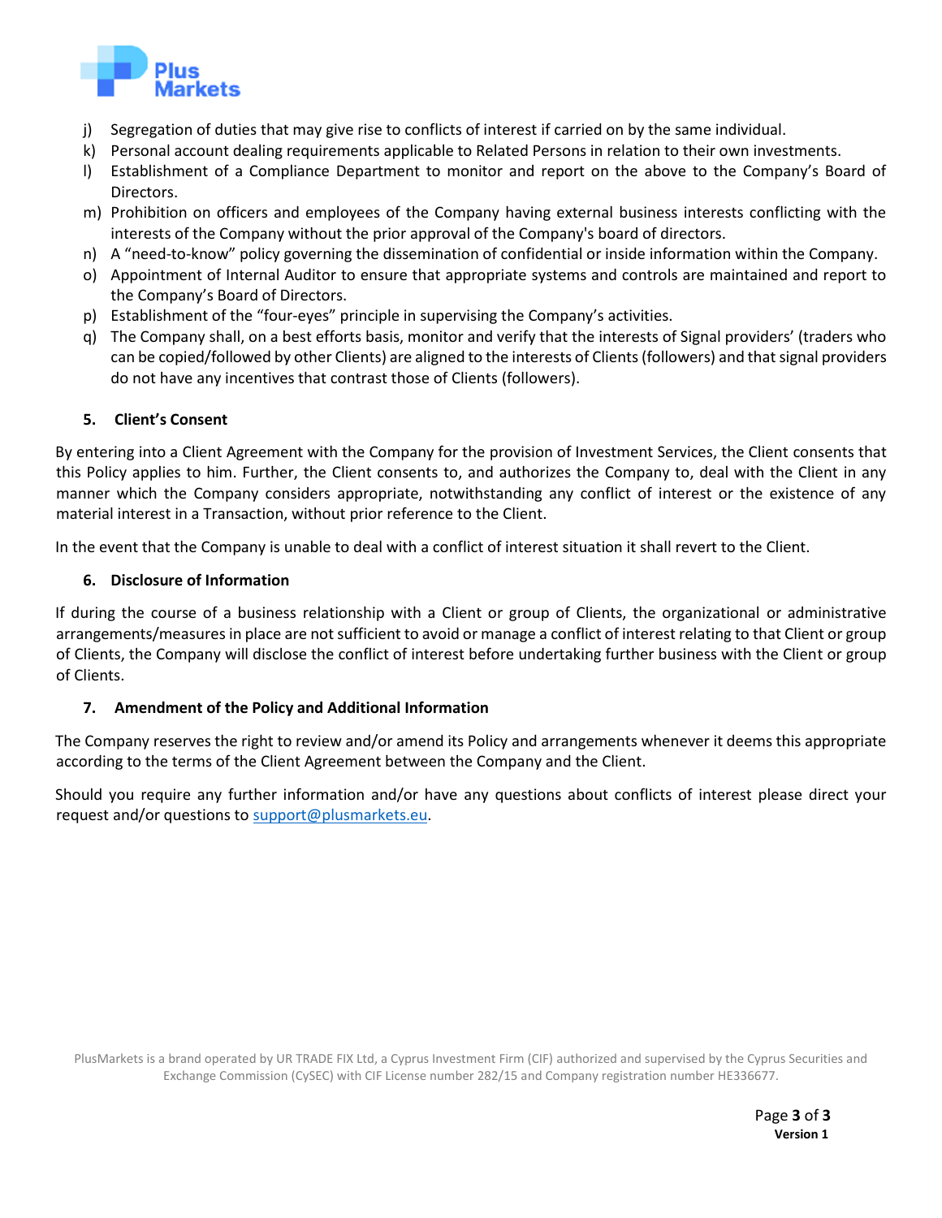j) Segregation of duties that may give rise to conflicts of interest if carried on by the same individual.
k) Personal account dealing requirements applicable to Related Persons in relation to their own investments.
l) Establishment of a Compliance Department to monitor and report on the above to the Company's Board of Directors.
m) Prohibition on officers and employees of the Company having external business interests conflicting with the interests of the Company without the prior approval of the Company's board of directors.
n) A "need-to-know" policy governing the dissemination of confidential or inside information within the Company.
o) Appointment of Internal Auditor to ensure that appropriate systems and controls are maintained and report to the Company's Board of Directors.
p) Establishment of the "four-eyes" principle in supervising the Company's activities.
q) The Company shall, on a best efforts basis, monitor and verify that the interests of Signal providers' (traders who can be copied/followed by other Clients) are aligned to the interests of Clients (followers) and that signal providers do not have any incentives that contrast those of Clients (followers).

## 5. Client's Consent

By entering into a Client Agreement with the Company for the provision of Investment Services, the Client consents that this Policy applies to him. Further, the Client consents to, and authorizes the Company to, deal with the Client in any manner which the Company considers appropriate, notwithstanding any conflict of interest or the existence of any material interest in a Transaction, without prior reference to the Client.

In the event that the Company is unable to deal with a conflict of interest situation it shall revert to the Client.

## 6. Disclosure of Information

If during the course of a business relationship with a Client or group of Clients, the organizational or administrative arrangements/measures in place are not sufficient to avoid or manage a conflict of interest relating to that Client or group of Clients, the Company will disclose the conflict of interest before undertaking further business with the Client or group of Clients.

## 7. Amendment of the Policy and Additional Information

The Company reserves the right to review and/or amend its Policy and arrangements whenever it deems this appropriate according to the terms of the Client Agreement between the Company and the Client.

Should you require any further information and/or have any questions about conflicts of interest please direct your request and/or questions to support@plusmarkets.eu.

PlusMarkets is a brand operated by UR TRADE FIX Ltd, a Cyprus Investment Firm (CIF) authorized and supervised by the Cyprus Securities and Exchange Commission (CySEC) with CIF License number 282/15 and Company registration number HE336677.